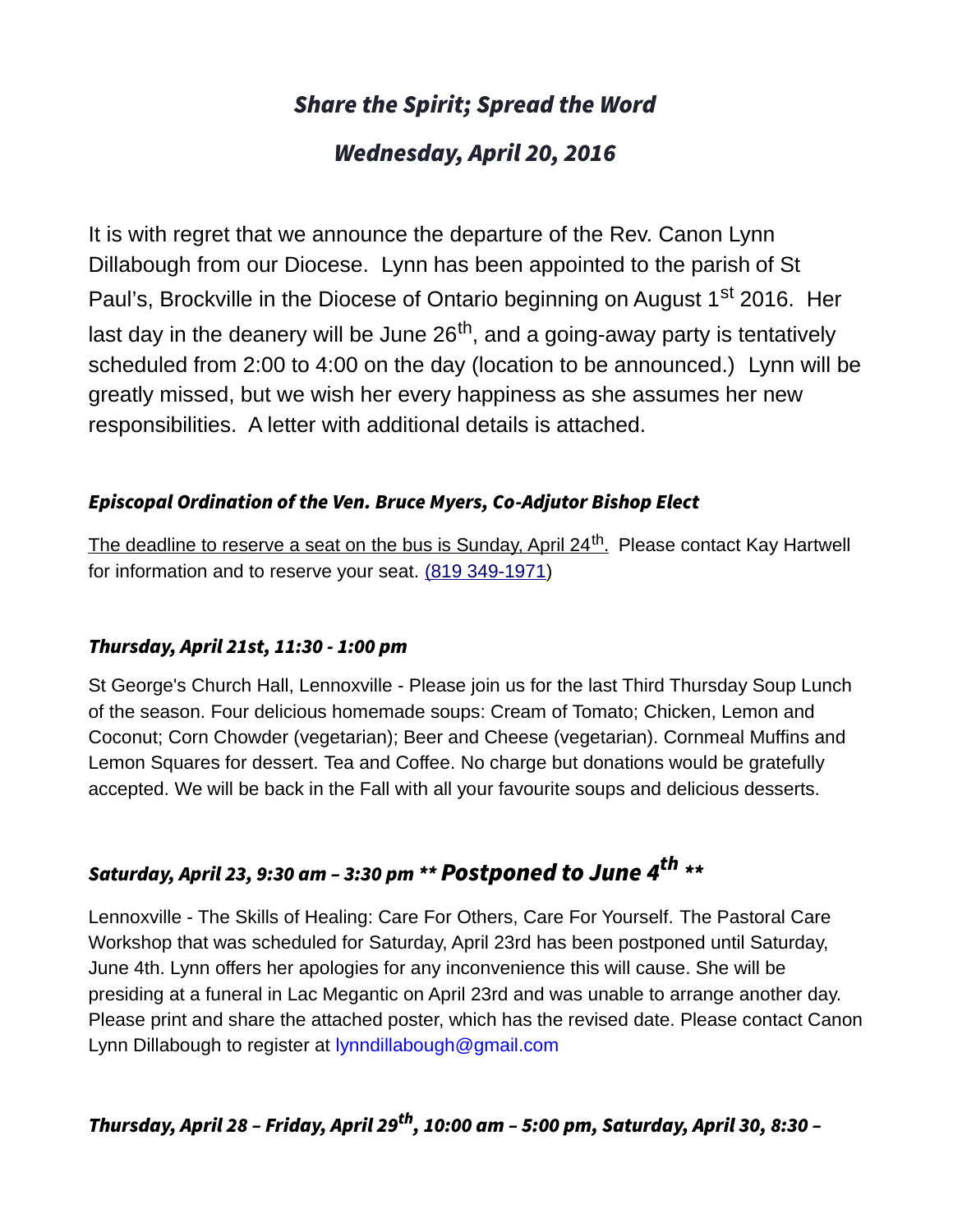# *Share the Spirit; Spread the Word*

## *Wednesday, April 20, 2016*

It is with regret that we announce the departure of the Rev. Canon Lynn Dillabough from our Diocese. Lynn has been appointed to the parish of St Paul's, Brockville in the Diocese of Ontario beginning on August 1st 2016. Her last day in the deanery will be June 26th, and a going-away party is tentatively scheduled from 2:00 to 4:00 on the day (location to be announced.) Lynn will be greatly missed, but we wish her every happiness as she assumes her new responsibilities. A letter with additional details is attached.

### *Episcopal Ordination of the Ven. Bruce Myers, Co-Adjutor Bishop Elect*

The deadline to reserve a seat on the bus is Sunday, April 24th. Please contact Kay Hartwell for information and to reserve your seat. (819 349-1971)

### *Thursday, April 21st, 11:30 - 1:00 pm*

St George's Church Hall, Lennoxville - Please join us for the last Third Thursday Soup Lunch of the season. Four delicious homemade soups: Cream of Tomato; Chicken, Lemon and Coconut; Corn Chowder (vegetarian); Beer and Cheese (vegetarian). Cornmeal Muffins and Lemon Squares for dessert. Tea and Coffee. No charge but donations would be gratefully accepted. We will be back in the Fall with all your favourite soups and delicious desserts.

### *Saturday, April 23, 9:30 am – 3:30 pm \*\* Postponed to June 4th \*\**

Lennoxville - The Skills of Healing: Care For Others, Care For Yourself. The Pastoral Care Workshop that was scheduled for Saturday, April 23rd has been postponed until Saturday, June 4th. Lynn offers her apologies for any inconvenience this will cause. She will be presiding at a funeral in Lac Megantic on April 23rd and was unable to arrange another day. Please print and share the attached poster, which has the revised date. Please contact Canon Lynn Dillabough to register at lynndillabough@gmail.com

### *Thursday, April 28 – Friday, April 29th, 10:00 am – 5:00 pm, Saturday, April 30, 8:30 –*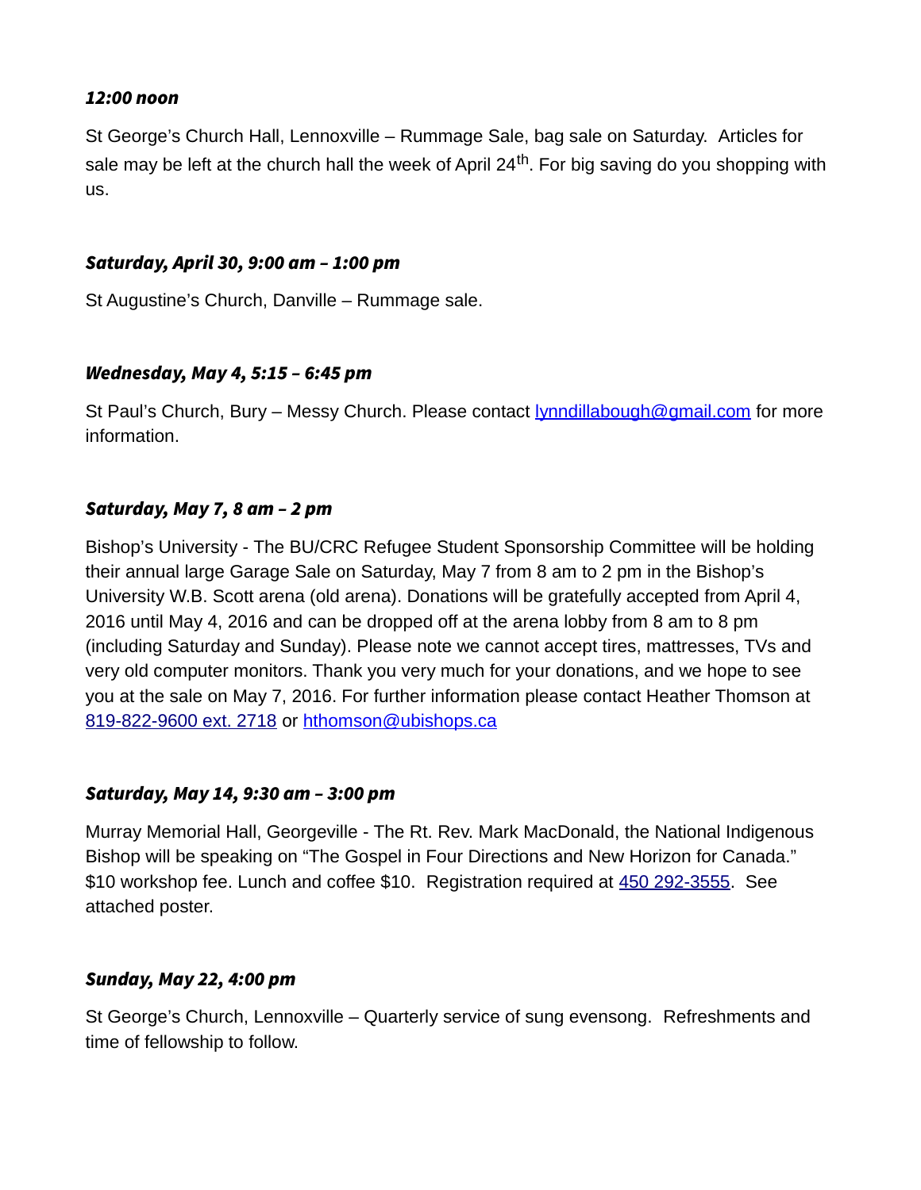***12:00 noon***

St George's Church Hall, Lennoxville – Rummage Sale, bag sale on Saturday. Articles for sale may be left at the church hall the week of April 24th. For big saving do you shopping with us.

***Saturday, April 30, 9:00 am – 1:00 pm***

St Augustine's Church, Danville – Rummage sale.

***Wednesday, May 4, 5:15 – 6:45 pm***

St Paul's Church, Bury – Messy Church. Please contact lynndillabough@gmail.com for more information.

***Saturday, May 7, 8 am – 2 pm***

Bishop's University - The BU/CRC Refugee Student Sponsorship Committee will be holding their annual large Garage Sale on Saturday, May 7 from 8 am to 2 pm in the Bishop's University W.B. Scott arena (old arena). Donations will be gratefully accepted from April 4, 2016 until May 4, 2016 and can be dropped off at the arena lobby from 8 am to 8 pm (including Saturday and Sunday). Please note we cannot accept tires, mattresses, TVs and very old computer monitors. Thank you very much for your donations, and we hope to see you at the sale on May 7, 2016. For further information please contact Heather Thomson at 819-822-9600 ext. 2718 or hthomson@ubishops.ca

***Saturday, May 14, 9:30 am – 3:00 pm***

Murray Memorial Hall, Georgeville - The Rt. Rev. Mark MacDonald, the National Indigenous Bishop will be speaking on "The Gospel in Four Directions and New Horizon for Canada." $10 workshop fee. Lunch and coffee $10. Registration required at 450 292-3555. See attached poster.

***Sunday, May 22, 4:00 pm***

St George's Church, Lennoxville – Quarterly service of sung evensong. Refreshments and time of fellowship to follow.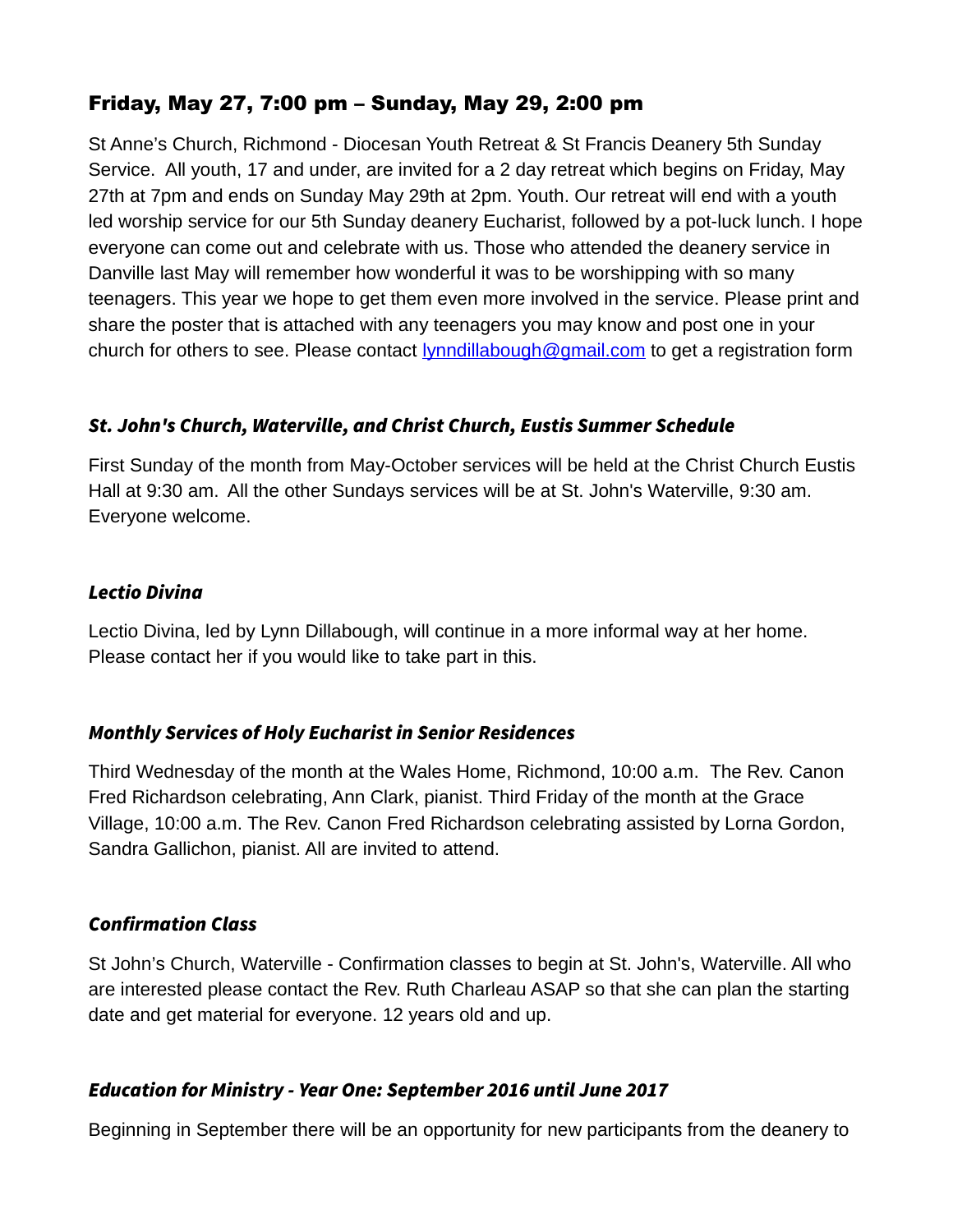## Friday, May 27, 7:00 pm – Sunday, May 29, 2:00 pm

St Anne's Church, Richmond - Diocesan Youth Retreat & St Francis Deanery 5th Sunday Service. All youth, 17 and under, are invited for a 2 day retreat which begins on Friday, May 27th at 7pm and ends on Sunday May 29th at 2pm. Youth. Our retreat will end with a youth led worship service for our 5th Sunday deanery Eucharist, followed by a pot-luck lunch. I hope everyone can come out and celebrate with us. Those who attended the deanery service in Danville last May will remember how wonderful it was to be worshipping with so many teenagers. This year we hope to get them even more involved in the service. Please print and share the poster that is attached with any teenagers you may know and post one in your church for others to see. Please contact [lynndillabough@gmail.com](mailto:lynndillabough@gmail.com) to get a registration form

### *St. John's Church, Waterville, and Christ Church, Eustis Summer Schedule*

First Sunday of the month from May-October services will be held at the Christ Church Eustis Hall at 9:30 am. All the other Sundays services will be at St. John's Waterville, 9:30 am. Everyone welcome.

### *Lectio Divina*

Lectio Divina, led by Lynn Dillabough, will continue in a more informal way at her home. Please contact her if you would like to take part in this.

### *Monthly Services of Holy Eucharist in Senior Residences*

Third Wednesday of the month at the Wales Home, Richmond, 10:00 a.m. The Rev. Canon Fred Richardson celebrating, Ann Clark, pianist. Third Friday of the month at the Grace Village, 10:00 a.m. The Rev. Canon Fred Richardson celebrating assisted by Lorna Gordon, Sandra Gallichon, pianist. All are invited to attend.

### *Confirmation Class*

St John's Church, Waterville - Confirmation classes to begin at St. John's, Waterville. All who are interested please contact the Rev. Ruth Charleau ASAP so that she can plan the starting date and get material for everyone. 12 years old and up.

### *Education for Ministry - Year One: September 2016 until June 2017*

Beginning in September there will be an opportunity for new participants from the deanery to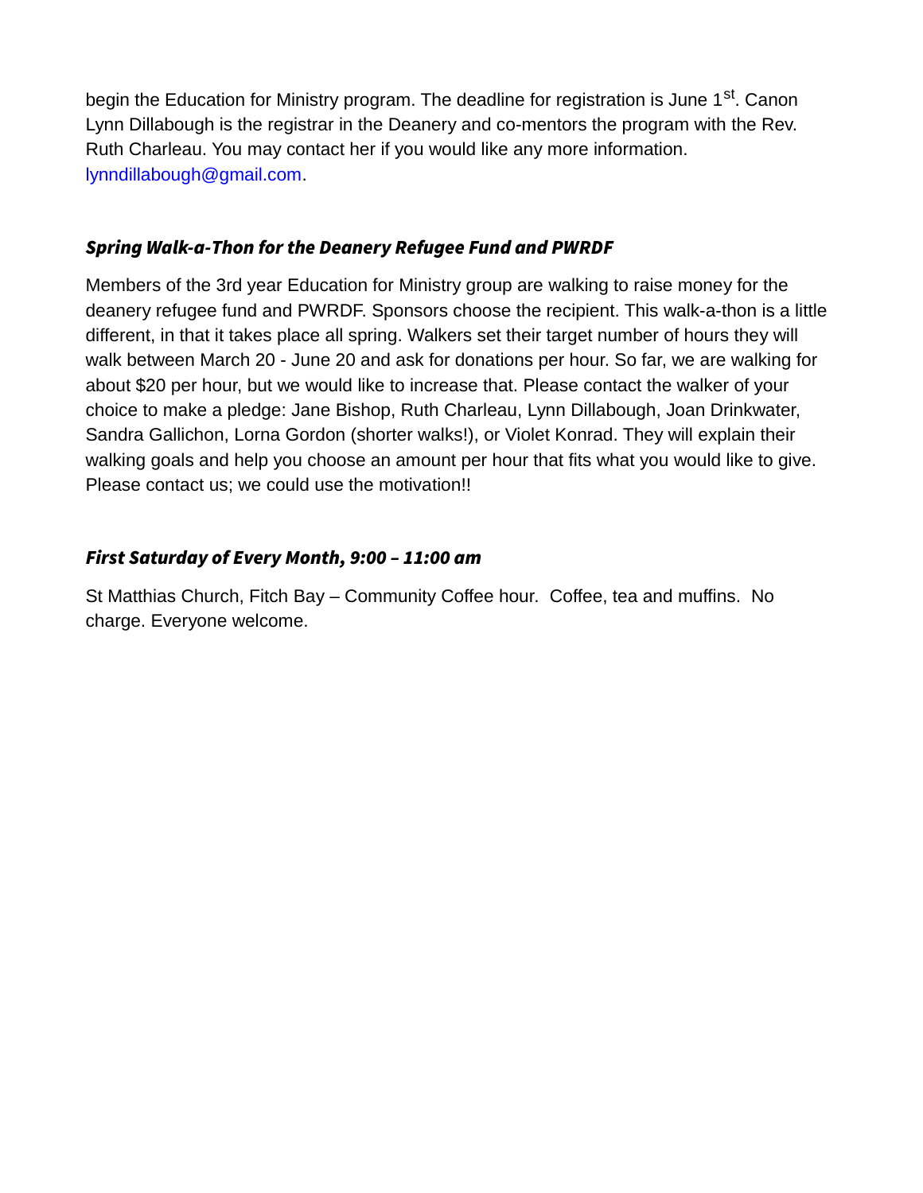begin the Education for Ministry program. The deadline for registration is June 1st. Canon Lynn Dillabough is the registrar in the Deanery and co-mentors the program with the Rev. Ruth Charleau. You may contact her if you would like any more information. lynndillabough@gmail.com.

### *Spring Walk-a-Thon for the Deanery Refugee Fund and PWRDF*

Members of the 3rd year Education for Ministry group are walking to raise money for the deanery refugee fund and PWRDF. Sponsors choose the recipient. This walk-a-thon is a little different, in that it takes place all spring. Walkers set their target number of hours they will walk between March 20 - June 20 and ask for donations per hour. So far, we are walking for about $20 per hour, but we would like to increase that. Please contact the walker of your choice to make a pledge: Jane Bishop, Ruth Charleau, Lynn Dillabough, Joan Drinkwater, Sandra Gallichon, Lorna Gordon (shorter walks!), or Violet Konrad. They will explain their walking goals and help you choose an amount per hour that fits what you would like to give. Please contact us; we could use the motivation!!

### *First Saturday of Every Month, 9:00 – 11:00 am*

St Matthias Church, Fitch Bay – Community Coffee hour. Coffee, tea and muffins. No charge. Everyone welcome.